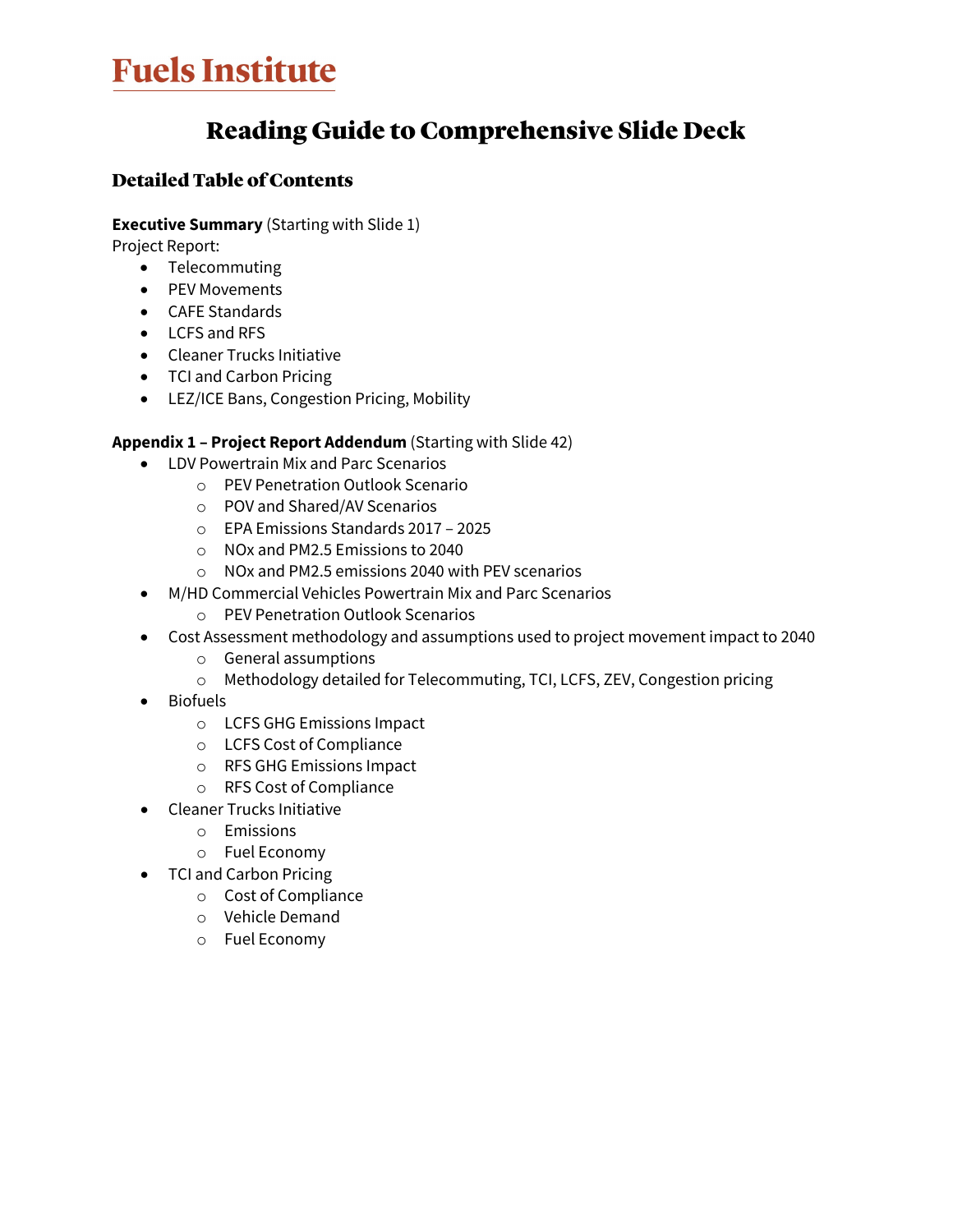# Fuels Institute

## Reading Guide to Comprehensive Slide Deck

### Detailed Table of Contents

**Executive Summary** (Starting with Slide 1)
Project Report:

- Telecommuting
- PEV Movements
- CAFE Standards
- LCFS and RFS
- Cleaner Trucks Initiative
- TCI and Carbon Pricing
- LEZ/ICE Bans, Congestion Pricing, Mobility

**Appendix 1 – Project Report Addendum** (Starting with Slide 42)

- LDV Powertrain Mix and Parc Scenarios
  - PEV Penetration Outlook Scenario
  - POV and Shared/AV Scenarios
  - EPA Emissions Standards 2017 – 2025
  - NOx and PM2.5 Emissions to 2040
  - NOx and PM2.5 emissions 2040 with PEV scenarios
- M/HD Commercial Vehicles Powertrain Mix and Parc Scenarios
  - PEV Penetration Outlook Scenarios
- Cost Assessment methodology and assumptions used to project movement impact to 2040
  - General assumptions
  - Methodology detailed for Telecommuting, TCI, LCFS, ZEV, Congestion pricing
- Biofuels
  - LCFS GHG Emissions Impact
  - LCFS Cost of Compliance
  - RFS GHG Emissions Impact
  - RFS Cost of Compliance
- Cleaner Trucks Initiative
  - Emissions
  - Fuel Economy
- TCI and Carbon Pricing
  - Cost of Compliance
  - Vehicle Demand
  - Fuel Economy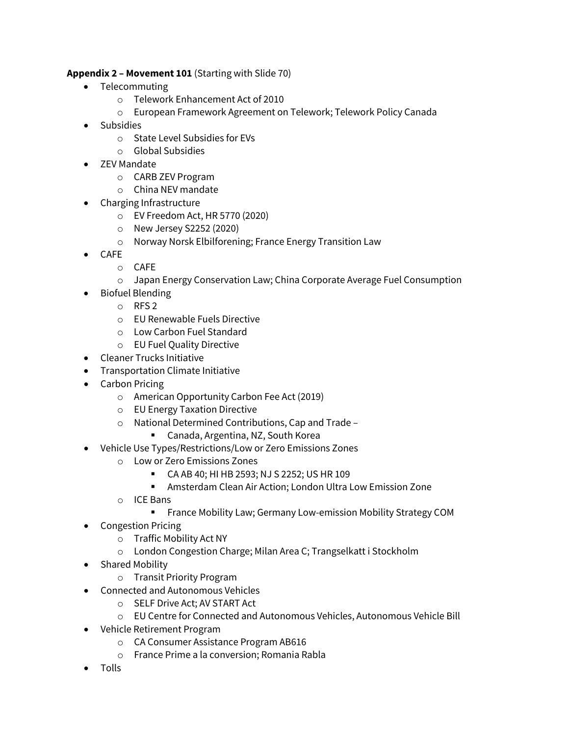**Appendix 2 – Movement 101** (Starting with Slide 70)

- Telecommuting
  - Telework Enhancement Act of 2010
  - European Framework Agreement on Telework; Telework Policy Canada
- Subsidies
  - State Level Subsidies for EVs
  - Global Subsidies
- ZEV Mandate
  - CARB ZEV Program
  - China NEV mandate
- Charging Infrastructure
  - EV Freedom Act, HR 5770 (2020)
  - New Jersey S2252 (2020)
  - Norway Norsk Elbilforening; France Energy Transition Law
- CAFE
  - CAFE
  - Japan Energy Conservation Law; China Corporate Average Fuel Consumption
- Biofuel Blending
  - RFS 2
  - EU Renewable Fuels Directive
  - Low Carbon Fuel Standard
  - EU Fuel Quality Directive
- Cleaner Trucks Initiative
- Transportation Climate Initiative
- Carbon Pricing
  - American Opportunity Carbon Fee Act (2019)
  - EU Energy Taxation Directive
  - National Determined Contributions, Cap and Trade –
    - Canada, Argentina, NZ, South Korea
- Vehicle Use Types/Restrictions/Low or Zero Emissions Zones
  - Low or Zero Emissions Zones
    - CA AB 40; HI HB 2593; NJ S 2252; US HR 109
    - Amsterdam Clean Air Action; London Ultra Low Emission Zone
  - ICE Bans
    - France Mobility Law; Germany Low-emission Mobility Strategy COM
- Congestion Pricing
  - Traffic Mobility Act NY
  - London Congestion Charge; Milan Area C; Trangselkatt i Stockholm
- Shared Mobility
  - Transit Priority Program
- Connected and Autonomous Vehicles
  - SELF Drive Act; AV START Act
  - EU Centre for Connected and Autonomous Vehicles, Autonomous Vehicle Bill
- Vehicle Retirement Program
  - CA Consumer Assistance Program AB616
  - France Prime a la conversion; Romania Rabla
- Tolls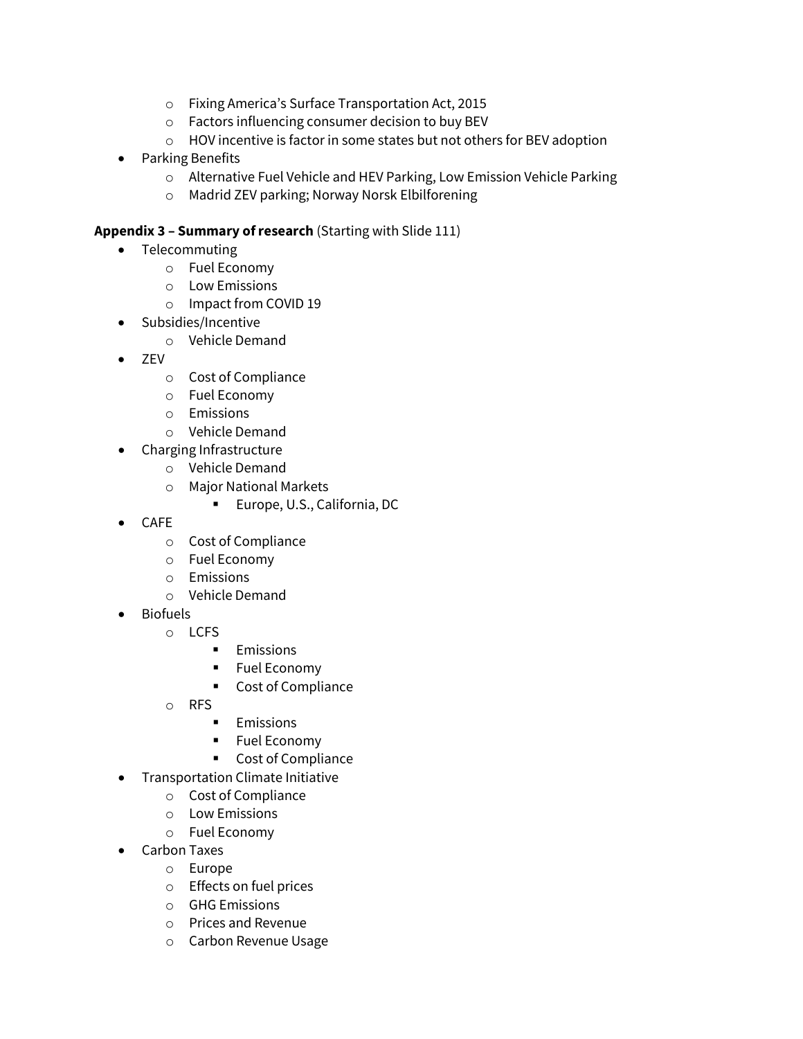- Fixing America's Surface Transportation Act, 2015
  - Factors influencing consumer decision to buy BEV
  - HOV incentive is factor in some states but not others for BEV adoption
- Parking Benefits
  - Alternative Fuel Vehicle and HEV Parking, Low Emission Vehicle Parking
  - Madrid ZEV parking; Norway Norsk Elbilforening

**Appendix 3 – Summary of research** (Starting with Slide 111)

- Telecommuting
  - Fuel Economy
  - Low Emissions
  - Impact from COVID 19
- Subsidies/Incentive
  - Vehicle Demand
- ZEV
  - Cost of Compliance
  - Fuel Economy
  - Emissions
  - Vehicle Demand
- Charging Infrastructure
  - Vehicle Demand
  - Major National Markets
    - Europe, U.S., California, DC
- CAFE
  - Cost of Compliance
  - Fuel Economy
  - Emissions
  - Vehicle Demand
- Biofuels
  - LCFS
    - Emissions
    - Fuel Economy
    - Cost of Compliance
  - RFS
    - Emissions
    - Fuel Economy
    - Cost of Compliance
- Transportation Climate Initiative
  - Cost of Compliance
  - Low Emissions
  - Fuel Economy
- Carbon Taxes
  - Europe
  - Effects on fuel prices
  - GHG Emissions
  - Prices and Revenue
  - Carbon Revenue Usage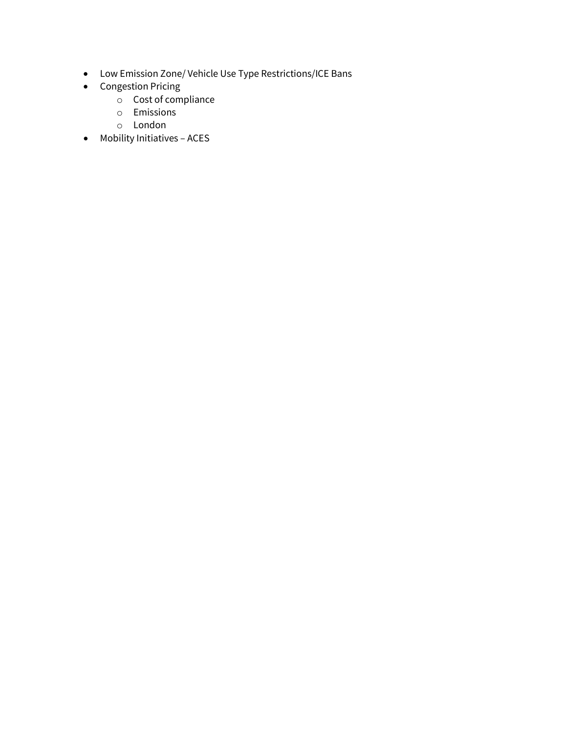- Low Emission Zone/ Vehicle Use Type Restrictions/ICE Bans
- Congestion Pricing
  - Cost of compliance
  - Emissions
  - London
- Mobility Initiatives – ACES